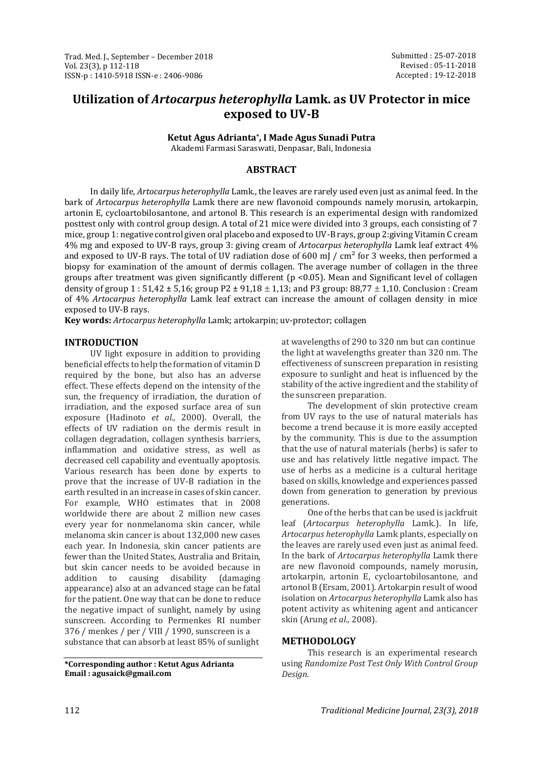Submitted : 25-07-2018
Revised : 05-11-2018
Accepted : 19-12-2018

# Utilization of *Artocarpus heterophylla* Lamk. as UV Protector in mice exposed to UV-B

**Ketut Agus Adrianta*, I Made Agus Sunadi Putra**

Akademi Farmasi Saraswati, Denpasar, Bali, Indonesia

## ABSTRACT

In daily life, *Artocarpus heterophylla* Lamk., the leaves are rarely used even just as animal feed. In the bark of *Artocarpus heterophylla* Lamk there are new flavonoid compounds namely morusin, artokarpin, artonin E, cycloartobilosantone, and artonol B. This research is an experimental design with randomized posttest only with control group design. A total of 21 mice were divided into 3 groups, each consisting of 7 mice, group 1: negative control given oral placebo and exposed to UV-B rays, group 2:giving Vitamin C cream 4% mg and exposed to UV-B rays, group 3: giving cream of *Artocarpus heterophylla* Lamk leaf extract 4% and exposed to UV-B rays. The total of UV radiation dose of 600 mJ / $cm^2$ for 3 weeks, then performed a biopsy for examination of the amount of dermis collagen. The average number of collagen in the three groups after treatment was given significantly different ($p < 0.05$). Mean and Significant level of collagen density of group 1 : 51,42 ± 5,16; group P2 ± 91,18 ± 1,13; and P3 group: 88,77 ± 1,10. Conclusion : Cream of 4% *Artocarpus heterophylla* Lamk leaf extract can increase the amount of collagen density in mice exposed to UV-B rays.

**Key words:** *Artocarpus heterophylla* Lamk; artokarpin; uv-protector; collagen

## INTRODUCTION

UV light exposure in addition to providing beneficial effects to help the formation of vitamin D required by the bone, but also has an adverse effect. These effects depend on the intensity of the sun, the frequency of irradiation, the duration of irradiation, and the exposed surface area of sun exposure (Hadinoto *et al.,* 2000). Overall, the effects of UV radiation on the dermis result in collagen degradation, collagen synthesis barriers, inflammation and oxidative stress, as well as decreased cell capability and eventually apoptosis. Various research has been done by experts to prove that the increase of UV-B radiation in the earth resulted in an increase in cases of skin cancer. For example, WHO estimates that in 2008 worldwide there are about 2 million new cases every year for nonmelanoma skin cancer, while melanoma skin cancer is about 132,000 new cases each year. In Indonesia, skin cancer patients are fewer than the United States, Australia and Britain, but skin cancer needs to be avoided because in addition to causing disability (damaging appearance) also at an advanced stage can be fatal for the patient. One way that can be done to reduce the negative impact of sunlight, namely by using sunscreen. According to Permenkes RI number 376 / menkes / per / VIII / 1990, sunscreen is a substance that can absorb at least 85% of sunlight at wavelengths of 290 to 320 nm but can continue the light at wavelengths greater than 320 nm. The effectiveness of sunscreen preparation in resisting exposure to sunlight and heat is influenced by the stability of the active ingredient and the stability of the sunscreen preparation.

The development of skin protective cream from UV rays to the use of natural materials has become a trend because it is more easily accepted by the community. This is due to the assumption that the use of natural materials (herbs) is safer to use and has relatively little negative impact. The use of herbs as a medicine is a cultural heritage based on skills, knowledge and experiences passed down from generation to generation by previous generations.

One of the herbs that can be used is jackfruit leaf (*Artocarpus heterophylla* Lamk.). In life, *Artocarpus heterophylla* Lamk plants, especially on the leaves are rarely used even just as animal feed. In the bark of *Artocarpus heterophylla* Lamk there are new flavonoid compounds, namely morusin, artokarpin, artonin E, cycloartobilosantone, and artonol B (Ersam, 2001). Artokarpin result of wood isolation on *Artocarpus heterophylla* Lamk also has potent activity as whitening agent and anticancer skin (Arung *et al.,* 2008).

## METHODOLOGY

This research is an experimental research using *Randomize Post Test Only With Control Group Design.*

**\*Corresponding author : Ketut Agus Adrianta**
**Email : agusaick@gmail.com**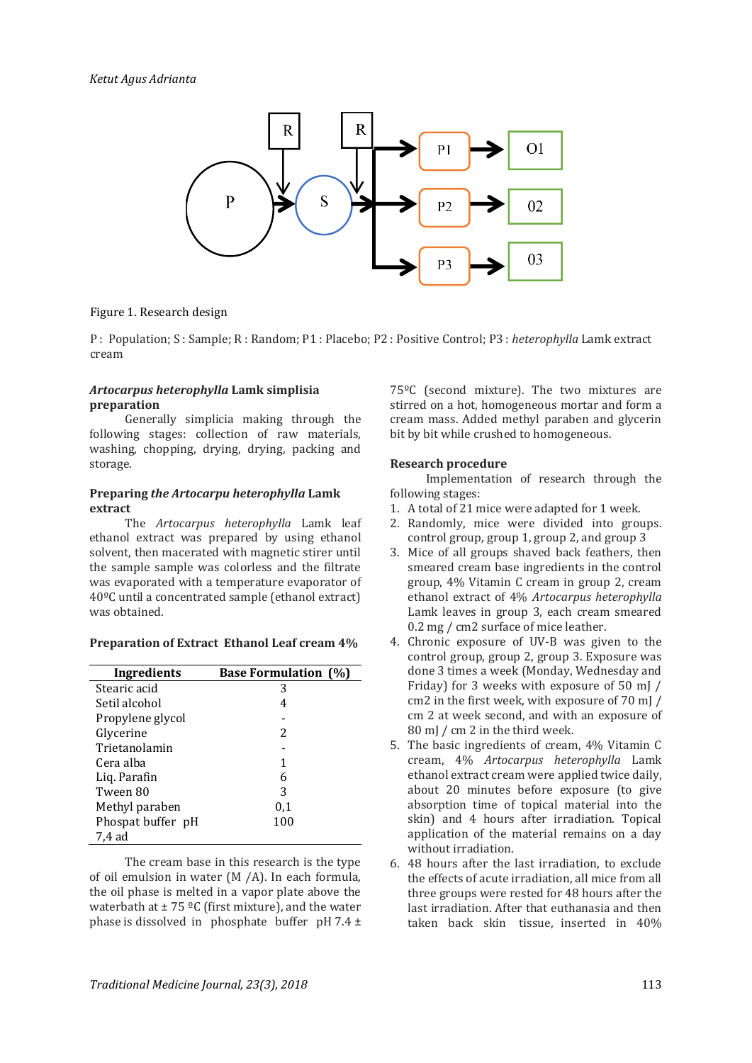Figure 1. Research design

P : Population; S : Sample; R : Random; P1 : Placebo; P2 : Positive Control; P3 : *heterophylla* Lamk extract cream

### *Artocarpus heterophylla* Lamk simplisia preparation

Generally simplicia making through the following stages: collection of raw materials, washing, chopping, drying, drying, packing and storage.

### Preparing *the Artocarpu heterophylla* Lamk extract

The *Artocarpus heterophylla* Lamk leaf ethanol extract was prepared by using ethanol solvent, then macerated with magnetic stirer until the sample sample was colorless and the filtrate was evaporated with a temperature evaporator of 40ºC until a concentrated sample (ethanol extract) was obtained.

### Preparation of Extract Ethanol Leaf cream 4%

| Ingredients | Base Formulation (%) |
|---|---|
| Stearic acid | 3 |
| Setil alcohol | 4 |
| Propylene glycol | - |
| Glycerine | 2 |
| Trietanolamin | - |
| Cera alba | 1 |
| Liq. Parafin | 6 |
| Tween 80 | 3 |
| Methyl paraben | 0,1 |
| Phospat buffer pH 7,4 ad | 100 |

The cream base in this research is the type of oil emulsion in water (M /A). In each formula, the oil phase is melted in a vapor plate above the waterbath at ± 75 ºC (first mixture), and the water phase is dissolved in phosphate buffer pH 7.4 ± 75ºC (second mixture). The two mixtures are stirred on a hot, homogeneous mortar and form a cream mass. Added methyl paraben and glycerin bit by bit while crushed to homogeneous.

### Research procedure

Implementation of research through the following stages:

1. A total of 21 mice were adapted for 1 week.
2. Randomly, mice were divided into groups. control group, group 1, group 2, and group 3
3. Mice of all groups shaved back feathers, then smeared cream base ingredients in the control group, 4% Vitamin C cream in group 2, cream ethanol extract of 4% *Artocarpus heterophylla* Lamk leaves in group 3, each cream smeared 0.2 mg / cm2 surface of mice leather.
4. Chronic exposure of UV-B was given to the control group, group 2, group 3. Exposure was done 3 times a week (Monday, Wednesday and Friday) for 3 weeks with exposure of 50 mJ / cm2 in the first week, with exposure of 70 mJ / cm 2 at week second, and with an exposure of 80 mJ / cm 2 in the third week.
5. The basic ingredients of cream, 4% Vitamin C cream, 4% *Artocarpus heterophylla* Lamk ethanol extract cream were applied twice daily, about 20 minutes before exposure (to give absorption time of topical material into the skin) and 4 hours after irradiation. Topical application of the material remains on a day without irradiation.
6. 48 hours after the last irradiation, to exclude the effects of acute irradiation, all mice from all three groups were rested for 48 hours after the last irradiation. After that euthanasia and then taken back skin tissue, inserted in 40%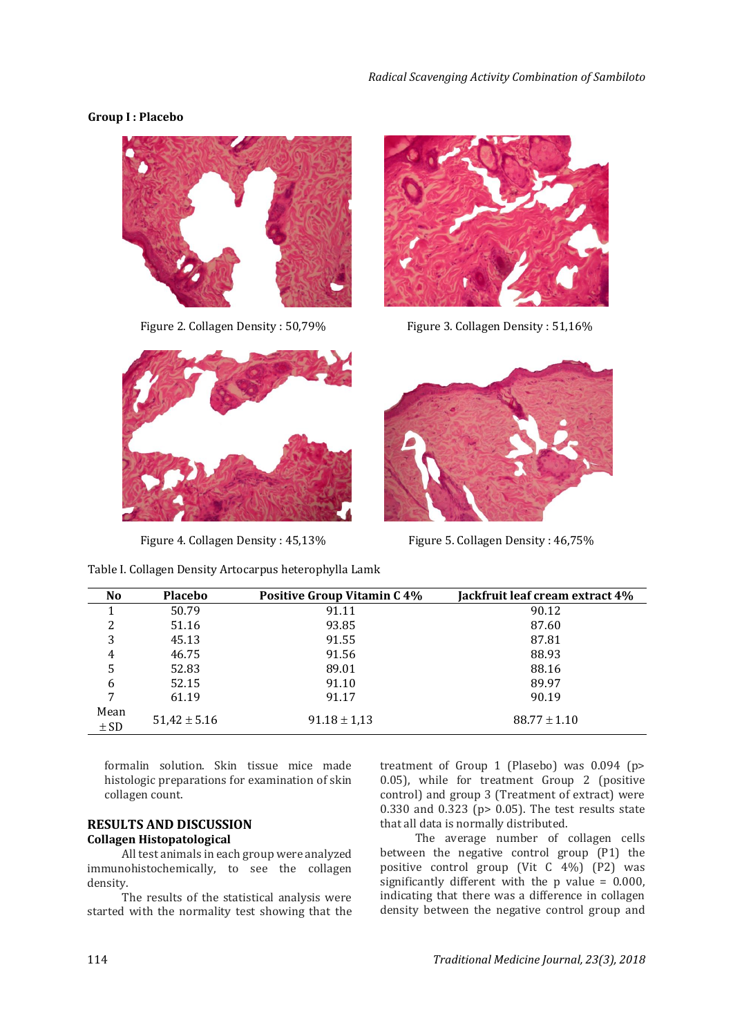**Group I : Placebo**

Figure 2. Collagen Density : 50,79%

Figure 3. Collagen Density : 51,16%

Figure 4. Collagen Density : 45,13%

Figure 5. Collagen Density : 46,75%

Table I. Collagen Density Artocarpus heterophylla Lamk

| No | Placebo | Positive Group Vitamin C 4% | Jackfruit leaf cream extract 4% |
|---|---|---|---|
| 1 | 50.79 | 91.11 | 90.12 |
| 2 | 51.16 | 93.85 | 87.60 |
| 3 | 45.13 | 91.55 | 87.81 |
| 4 | 46.75 | 91.56 | 88.93 |
| 5 | 52.83 | 89.01 | 88.16 |
| 6 | 52.15 | 91.10 | 89.97 |
| 7 | 61.19 | 91.17 | 90.19 |
| Mean ± SD | 51,42 ± 5.16 | 91.18 ± 1,13 | 88.77 ± 1.10 |

formalin solution. Skin tissue mice made histologic preparations for examination of skin collagen count.

## RESULTS AND DISCUSSION

### Collagen Histopatological

All test animals in each group were analyzed immunohistochemically, to see the collagen density.

The results of the statistical analysis were started with the normality test showing that the treatment of Group 1 (Plasebo) was 0.094 ($p > 0.05$), while for treatment Group 2 (positive control) and group 3 (Treatment of extract) were 0.330 and 0.323 ($p > 0.05$). The test results state that all data is normally distributed.

The average number of collagen cells between the negative control group (P1) the positive control group (Vit C 4%) (P2) was significantly different with the p value = 0.000, indicating that there was a difference in collagen density between the negative control group and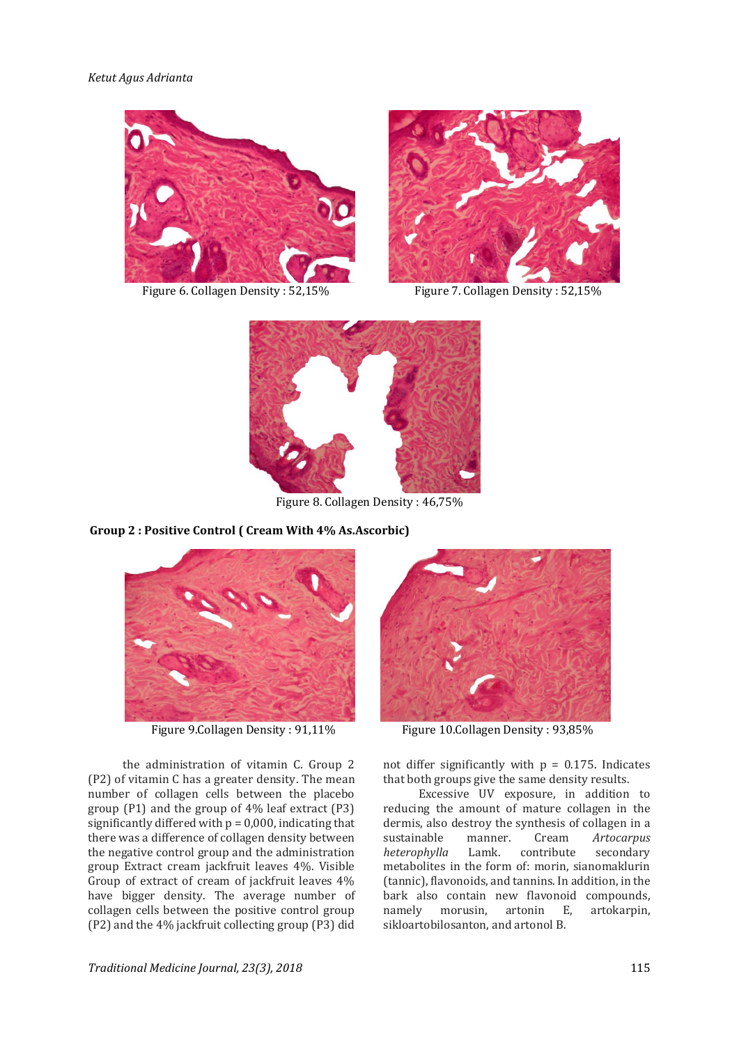Figure 6. Collagen Density : 52,15%

Figure 7. Collagen Density : 52,15%

Figure 8. Collagen Density : 46,75%

**Group 2 : Positive Control ( Cream With 4% As.Ascorbic)**

Figure 9.Collagen Density : 91,11%

Figure 10.Collagen Density : 93,85%

the administration of vitamin C. Group 2 (P2) of vitamin C has a greater density. The mean number of collagen cells between the placebo group (P1) and the group of 4% leaf extract (P3) significantly differed with p = 0,000, indicating that there was a difference of collagen density between the negative control group and the administration group Extract cream jackfruit leaves 4%. Visible Group of extract of cream of jackfruit leaves 4% have bigger density. The average number of collagen cells between the positive control group (P2) and the 4% jackfruit collecting group (P3) did not differ significantly with p = 0.175. Indicates that both groups give the same density results.

Excessive UV exposure, in addition to reducing the amount of mature collagen in the dermis, also destroy the synthesis of collagen in a sustainable manner. Cream *Artocarpus heterophylla* Lamk. contribute secondary metabolites in the form of: morin, sianomaklurin (tannic), flavonoids, and tannins. In addition, in the bark also contain new flavonoid compounds, namely morusin, artonin E, artokarpin, sikloartobilosanton, and artonol B.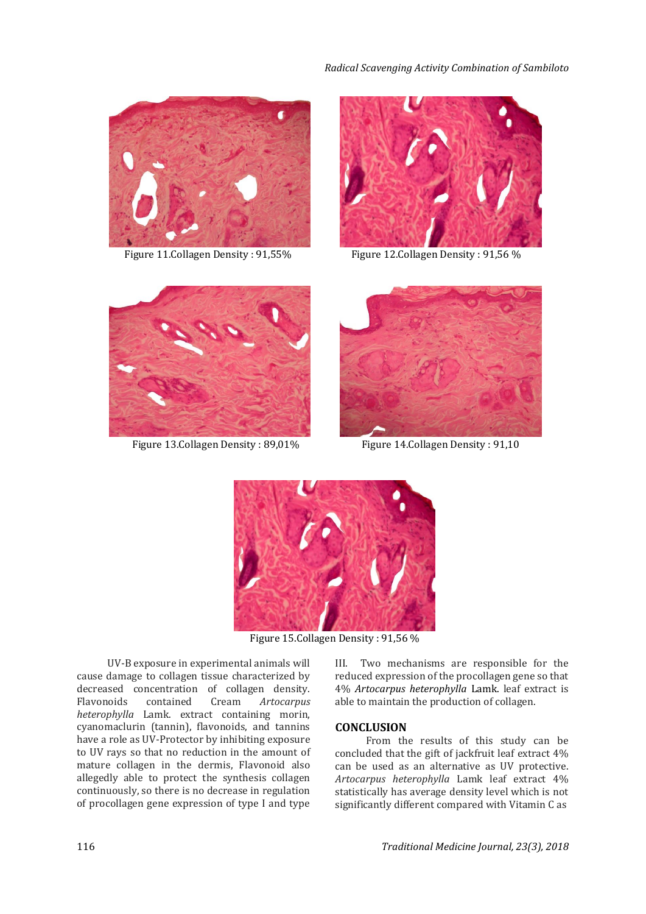Figure 11.Collagen Density : 91,55%

Figure 12.Collagen Density : 91,56 %

Figure 13.Collagen Density : 89,01%

Figure 14.Collagen Density : 91,10

Figure 15.Collagen Density : 91,56 %

UV-B exposure in experimental animals will cause damage to collagen tissue characterized by decreased concentration of collagen density. Flavonoids contained Cream *Artocarpus heterophylla* Lamk. extract containing morin, cyanomaclurin (tannin), flavonoids, and tannins have a role as UV-Protector by inhibiting exposure to UV rays so that no reduction in the amount of mature collagen in the dermis, Flavonoid also allegedly able to protect the synthesis collagen continuously, so there is no decrease in regulation of procollagen gene expression of type I and type III. Two mechanisms are responsible for the reduced expression of the procollagen gene so that 4% *Artocarpus heterophylla* Lamk. leaf extract is able to maintain the production of collagen.

## CONCLUSION

From the results of this study can be concluded that the gift of jackfruit leaf extract 4% can be used as an alternative as UV protective. *Artocarpus heterophylla* Lamk leaf extract 4% statistically has average density level which is not significantly different compared with Vitamin C as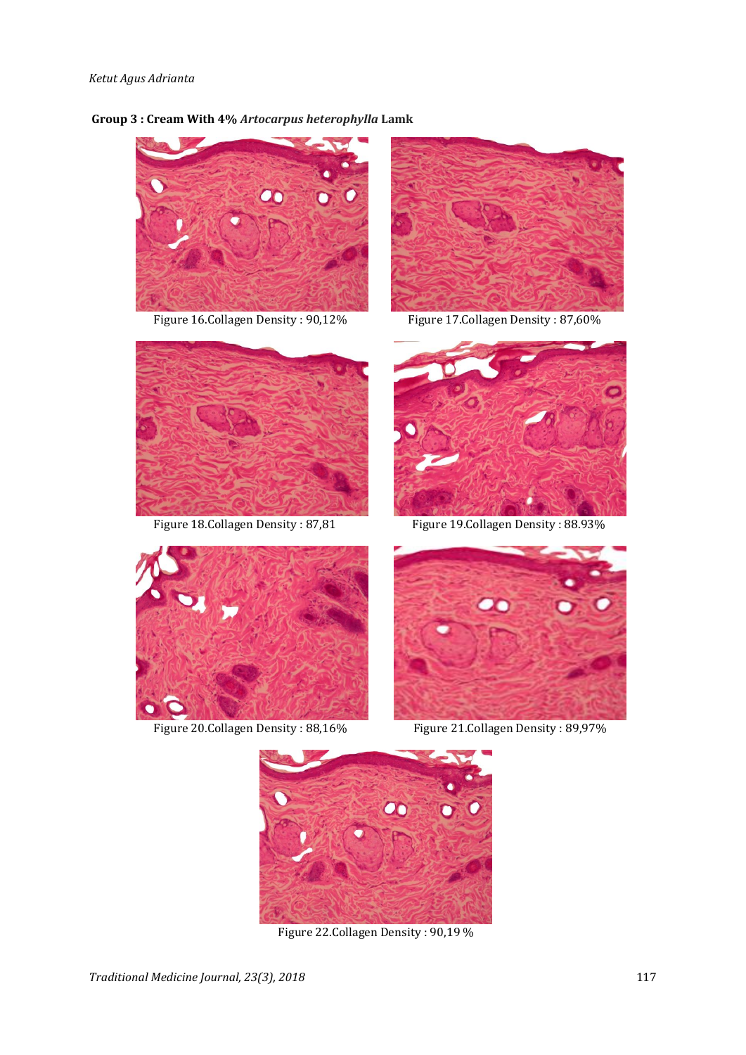**Group 3 : Cream With 4% *Artocarpus heterophylla* Lamk**

Figure 16.Collagen Density : 90,12%

Figure 17.Collagen Density : 87,60%

Figure 18.Collagen Density : 87,81

Figure 19.Collagen Density : 88.93%

Figure 20.Collagen Density : 88,16%

Figure 21.Collagen Density : 89,97%

Figure 22.Collagen Density : 90,19 %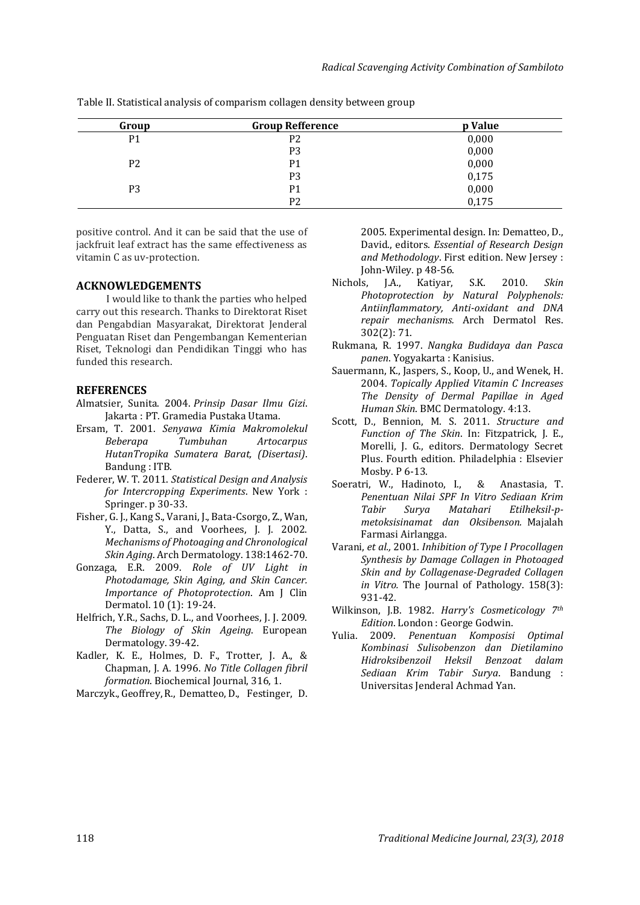Table II. Statistical analysis of comparism collagen density between group

| Group | Group Refference | p Value |
|---|---|---|
| P1 | P2 | 0,000 |
| | P3 | 0,000 |
| P2 | P1 | 0,000 |
| | P3 | 0,175 |
| P3 | P1 | 0,000 |
| | P2 | 0,175 |

positive control. And it can be said that the use of jackfruit leaf extract has the same effectiveness as vitamin C as uv-protection.

## ACKNOWLEDGEMENTS

I would like to thank the parties who helped carry out this research. Thanks to Direktorat Riset dan Pengabdian Masyarakat, Direktorat Jenderal Penguatan Riset dan Pengembangan Kementerian Riset, Teknologi dan Pendidikan Tinggi who has funded this research.

## REFERENCES

Almatsier, Sunita. 2004. *Prinsip Dasar Ilmu Gizi*. Jakarta : PT. Gramedia Pustaka Utama.

Ersam, T. 2001. *Senyawa Kimia Makromolekul Beberapa Tumbuhan Artocarpus HutanTropika Sumatera Barat, (Disertasi)*. Bandung : ITB.

Federer, W. T. 2011. *Statistical Design and Analysis for Intercropping Experiments*. New York : Springer. p 30-33.

Fisher, G. J., Kang S., Varani, J., Bata-Csorgo, Z., Wan, Y., Datta, S., and Voorhees, J. J. 2002. *Mechanisms of Photoaging and Chronological Skin Aging*. Arch Dermatology. 138:1462-70.

Gonzaga, E.R. 2009. *Role of UV Light in Photodamage, Skin Aging, and Skin Cancer. Importance of Photoprotection*. Am J Clin Dermatol. 10 (1): 19-24.

Helfrich, Y.R., Sachs, D. L., and Voorhees, J. J. 2009. *The Biology of Skin Ageing*. European Dermatology. 39-42.

Kadler, K. E., Holmes, D. F., Trotter, J. A., & Chapman, J. A. 1996. *No Title Collagen fibril formation*. Biochemical Journal, 316, 1.

Marczyk., Geoffrey, R., Dematteo, D., Festinger, D. 2005. Experimental design. In: Dematteo, D., David., editors. *Essential of Research Design and Methodology*. First edition. New Jersey : John-Wiley. p 48-56.

Nichols, J.A., Katiyar, S.K. 2010. *Skin Photoprotection by Natural Polyphenols: Antiinflammatory, Anti-oxidant and DNA repair mechanisms.* Arch Dermatol Res. 302(2): 71.

Rukmana, R. 1997. *Nangka Budidaya dan Pasca panen*. Yogyakarta : Kanisius.

Sauermann, K., Jaspers, S., Koop, U., and Wenek, H. 2004. *Topically Applied Vitamin C Increases The Density of Dermal Papillae in Aged Human Skin*. BMC Dermatology. 4:13.

Scott, D., Bennion, M. S. 2011. *Structure and Function of The Skin*. In: Fitzpatrick, J. E., Morelli, J. G., editors. Dermatology Secret Plus. Fourth edition. Philadelphia : Elsevier Mosby. P 6-13.

Soeratri, W., Hadinoto, I., & Anastasia, T. *Penentuan Nilai SPF In Vitro Sediaan Krim Tabir Surya Matahari Etilheksil-p-metoksisinamat dan Oksibenson*. Majalah Farmasi Airlangga.

Varani, *et al.,* 2001. *Inhibition of Type I Procollagen Synthesis by Damage Collagen in Photoaged Skin and by Collagenase-Degraded Collagen in Vitro*. The Journal of Pathology. 158(3): 931-42.

Wilkinson, J.B. 1982. *Harry's Cosmeticology 7th Edition*. London : George Godwin.

Yulia. 2009. *Penentuan Komposisi Optimal Kombinasi Sulisobenzon dan Dietilamino Hidroksibenzoil Heksil Benzoat dalam Sediaan Krim Tabir Surya*. Bandung : Universitas Jenderal Achmad Yan.